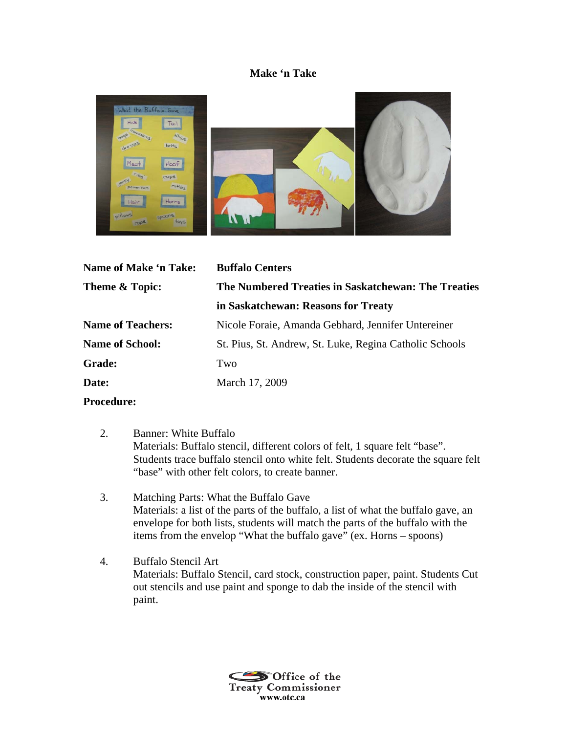**Make 'n Take**

| | |
|---|---|
| **Name of Make 'n Take:** | **Buffalo Centers** |
| **Theme & Topic:** | **The Numbered Treaties in Saskatchewan: The Treaties in Saskatchewan: Reasons for Treaty** |
| **Name of Teachers:** | Nicole Foraie, Amanda Gebhard, Jennifer Untereiner |
| **Name of School:** | St. Pius, St. Andrew, St. Luke, Regina Catholic Schools |
| **Grade:** | Two |
| **Date:** | March 17, 2009 |

**Procedure:**

2. Banner: White Buffalo
   Materials: Buffalo stencil, different colors of felt, 1 square felt "base". Students trace buffalo stencil onto white felt. Students decorate the square felt "base" with other felt colors, to create banner.

3. Matching Parts: What the Buffalo Gave
   Materials: a list of the parts of the buffalo, a list of what the buffalo gave, an envelope for both lists, students will match the parts of the buffalo with the items from the envelop "What the buffalo gave" (ex. Horns – spoons)

4. Buffalo Stencil Art
   Materials: Buffalo Stencil, card stock, construction paper, paint. Students Cut out stencils and use paint and sponge to dab the inside of the stencil with paint.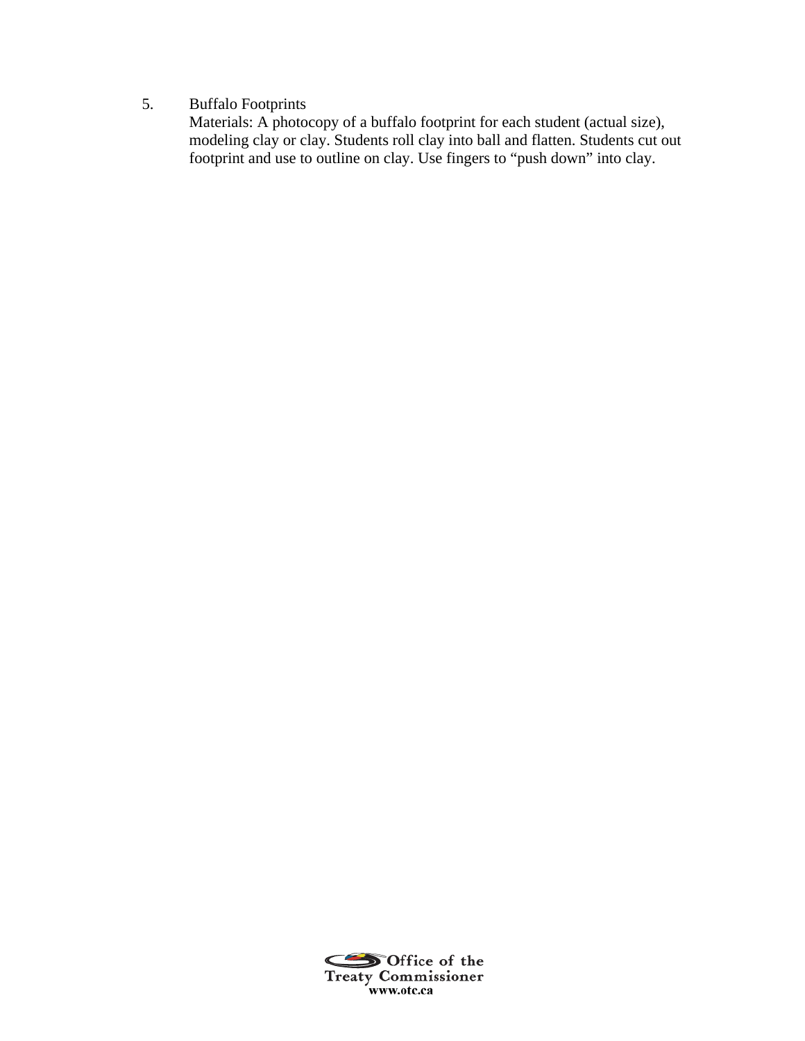5. Buffalo Footprints
   Materials: A photocopy of a buffalo footprint for each student (actual size), modeling clay or clay. Students roll clay into ball and flatten. Students cut out footprint and use to outline on clay. Use fingers to "push down" into clay.